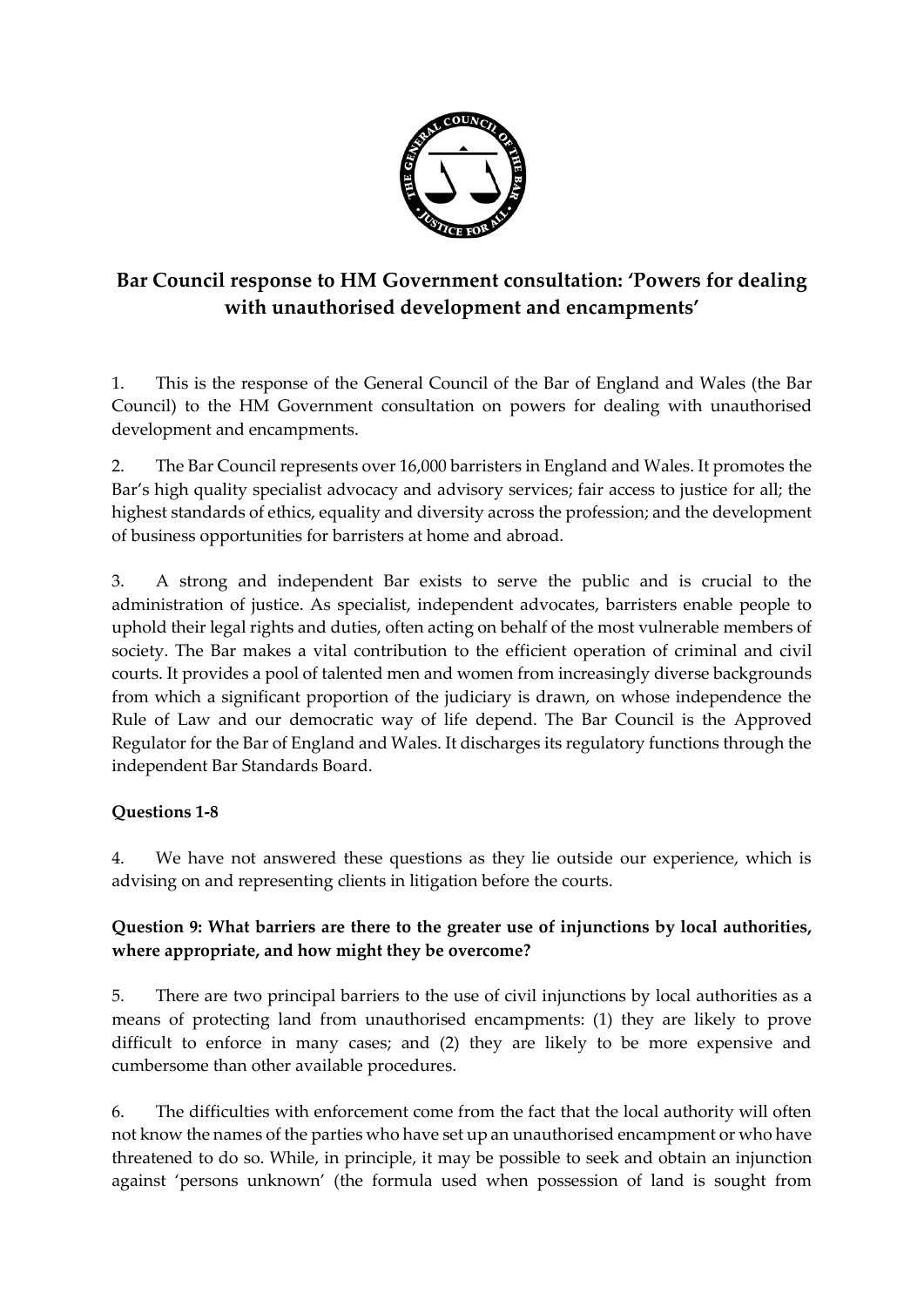# Bar Council response to HM Government consultation: 'Powers for dealing with unauthorised development and encampments'

1. This is the response of the General Council of the Bar of England and Wales (the Bar Council) to the HM Government consultation on powers for dealing with unauthorised development and encampments.

2. The Bar Council represents over 16,000 barristers in England and Wales. It promotes the Bar's high quality specialist advocacy and advisory services; fair access to justice for all; the highest standards of ethics, equality and diversity across the profession; and the development of business opportunities for barristers at home and abroad.

3. A strong and independent Bar exists to serve the public and is crucial to the administration of justice. As specialist, independent advocates, barristers enable people to uphold their legal rights and duties, often acting on behalf of the most vulnerable members of society. The Bar makes a vital contribution to the efficient operation of criminal and civil courts. It provides a pool of talented men and women from increasingly diverse backgrounds from which a significant proportion of the judiciary is drawn, on whose independence the Rule of Law and our democratic way of life depend. The Bar Council is the Approved Regulator for the Bar of England and Wales. It discharges its regulatory functions through the independent Bar Standards Board.

### Questions 1-8

4. We have not answered these questions as they lie outside our experience, which is advising on and representing clients in litigation before the courts.

### Question 9: What barriers are there to the greater use of injunctions by local authorities, where appropriate, and how might they be overcome?

5. There are two principal barriers to the use of civil injunctions by local authorities as a means of protecting land from unauthorised encampments: (1) they are likely to prove difficult to enforce in many cases; and (2) they are likely to be more expensive and cumbersome than other available procedures.

6. The difficulties with enforcement come from the fact that the local authority will often not know the names of the parties who have set up an unauthorised encampment or who have threatened to do so. While, in principle, it may be possible to seek and obtain an injunction against 'persons unknown' (the formula used when possession of land is sought from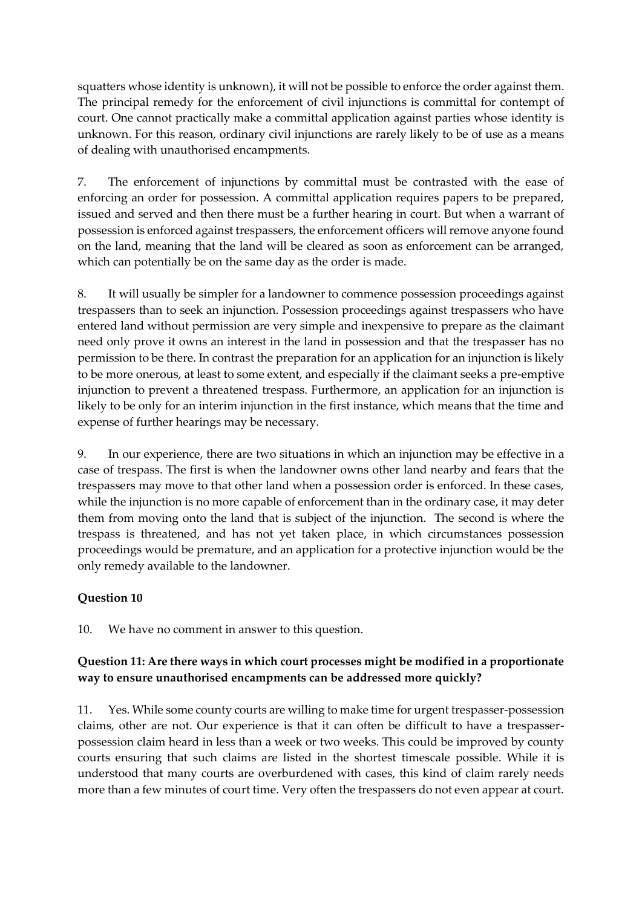squatters whose identity is unknown), it will not be possible to enforce the order against them. The principal remedy for the enforcement of civil injunctions is committal for contempt of court. One cannot practically make a committal application against parties whose identity is unknown. For this reason, ordinary civil injunctions are rarely likely to be of use as a means of dealing with unauthorised encampments.

7. The enforcement of injunctions by committal must be contrasted with the ease of enforcing an order for possession. A committal application requires papers to be prepared, issued and served and then there must be a further hearing in court. But when a warrant of possession is enforced against trespassers, the enforcement officers will remove anyone found on the land, meaning that the land will be cleared as soon as enforcement can be arranged, which can potentially be on the same day as the order is made.

8. It will usually be simpler for a landowner to commence possession proceedings against trespassers than to seek an injunction. Possession proceedings against trespassers who have entered land without permission are very simple and inexpensive to prepare as the claimant need only prove it owns an interest in the land in possession and that the trespasser has no permission to be there. In contrast the preparation for an application for an injunction is likely to be more onerous, at least to some extent, and especially if the claimant seeks a pre-emptive injunction to prevent a threatened trespass. Furthermore, an application for an injunction is likely to be only for an interim injunction in the first instance, which means that the time and expense of further hearings may be necessary.

9. In our experience, there are two situations in which an injunction may be effective in a case of trespass. The first is when the landowner owns other land nearby and fears that the trespassers may move to that other land when a possession order is enforced. In these cases, while the injunction is no more capable of enforcement than in the ordinary case, it may deter them from moving onto the land that is subject of the injunction. The second is where the trespass is threatened, and has not yet taken place, in which circumstances possession proceedings would be premature, and an application for a protective injunction would be the only remedy available to the landowner.

**Question 10**

10. We have no comment in answer to this question.

**Question 11: Are there ways in which court processes might be modified in a proportionate way to ensure unauthorised encampments can be addressed more quickly?**

11. Yes. While some county courts are willing to make time for urgent trespasser-possession claims, other are not. Our experience is that it can often be difficult to have a trespasser-possession claim heard in less than a week or two weeks. This could be improved by county courts ensuring that such claims are listed in the shortest timescale possible. While it is understood that many courts are overburdened with cases, this kind of claim rarely needs more than a few minutes of court time. Very often the trespassers do not even appear at court.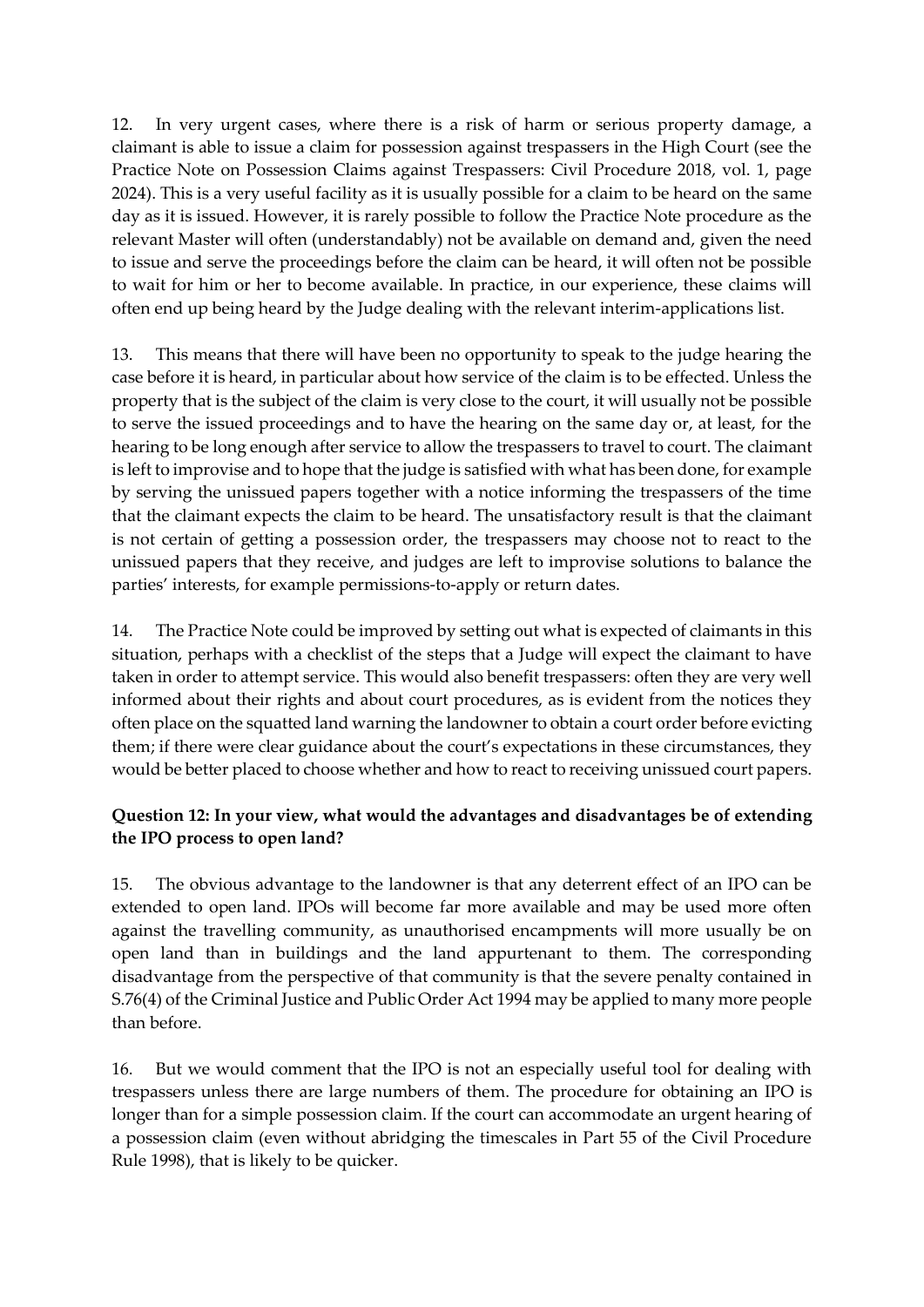12. In very urgent cases, where there is a risk of harm or serious property damage, a claimant is able to issue a claim for possession against trespassers in the High Court (see the Practice Note on Possession Claims against Trespassers: Civil Procedure 2018, vol. 1, page 2024). This is a very useful facility as it is usually possible for a claim to be heard on the same day as it is issued. However, it is rarely possible to follow the Practice Note procedure as the relevant Master will often (understandably) not be available on demand and, given the need to issue and serve the proceedings before the claim can be heard, it will often not be possible to wait for him or her to become available. In practice, in our experience, these claims will often end up being heard by the Judge dealing with the relevant interim-applications list.

13. This means that there will have been no opportunity to speak to the judge hearing the case before it is heard, in particular about how service of the claim is to be effected. Unless the property that is the subject of the claim is very close to the court, it will usually not be possible to serve the issued proceedings and to have the hearing on the same day or, at least, for the hearing to be long enough after service to allow the trespassers to travel to court. The claimant is left to improvise and to hope that the judge is satisfied with what has been done, for example by serving the unissued papers together with a notice informing the trespassers of the time that the claimant expects the claim to be heard. The unsatisfactory result is that the claimant is not certain of getting a possession order, the trespassers may choose not to react to the unissued papers that they receive, and judges are left to improvise solutions to balance the parties' interests, for example permissions-to-apply or return dates.

14. The Practice Note could be improved by setting out what is expected of claimants in this situation, perhaps with a checklist of the steps that a Judge will expect the claimant to have taken in order to attempt service. This would also benefit trespassers: often they are very well informed about their rights and about court procedures, as is evident from the notices they often place on the squatted land warning the landowner to obtain a court order before evicting them; if there were clear guidance about the court's expectations in these circumstances, they would be better placed to choose whether and how to react to receiving unissued court papers.

**Question 12: In your view, what would the advantages and disadvantages be of extending the IPO process to open land?**

15. The obvious advantage to the landowner is that any deterrent effect of an IPO can be extended to open land. IPOs will become far more available and may be used more often against the travelling community, as unauthorised encampments will more usually be on open land than in buildings and the land appurtenant to them. The corresponding disadvantage from the perspective of that community is that the severe penalty contained in S.76(4) of the Criminal Justice and Public Order Act 1994 may be applied to many more people than before.

16. But we would comment that the IPO is not an especially useful tool for dealing with trespassers unless there are large numbers of them. The procedure for obtaining an IPO is longer than for a simple possession claim. If the court can accommodate an urgent hearing of a possession claim (even without abridging the timescales in Part 55 of the Civil Procedure Rule 1998), that is likely to be quicker.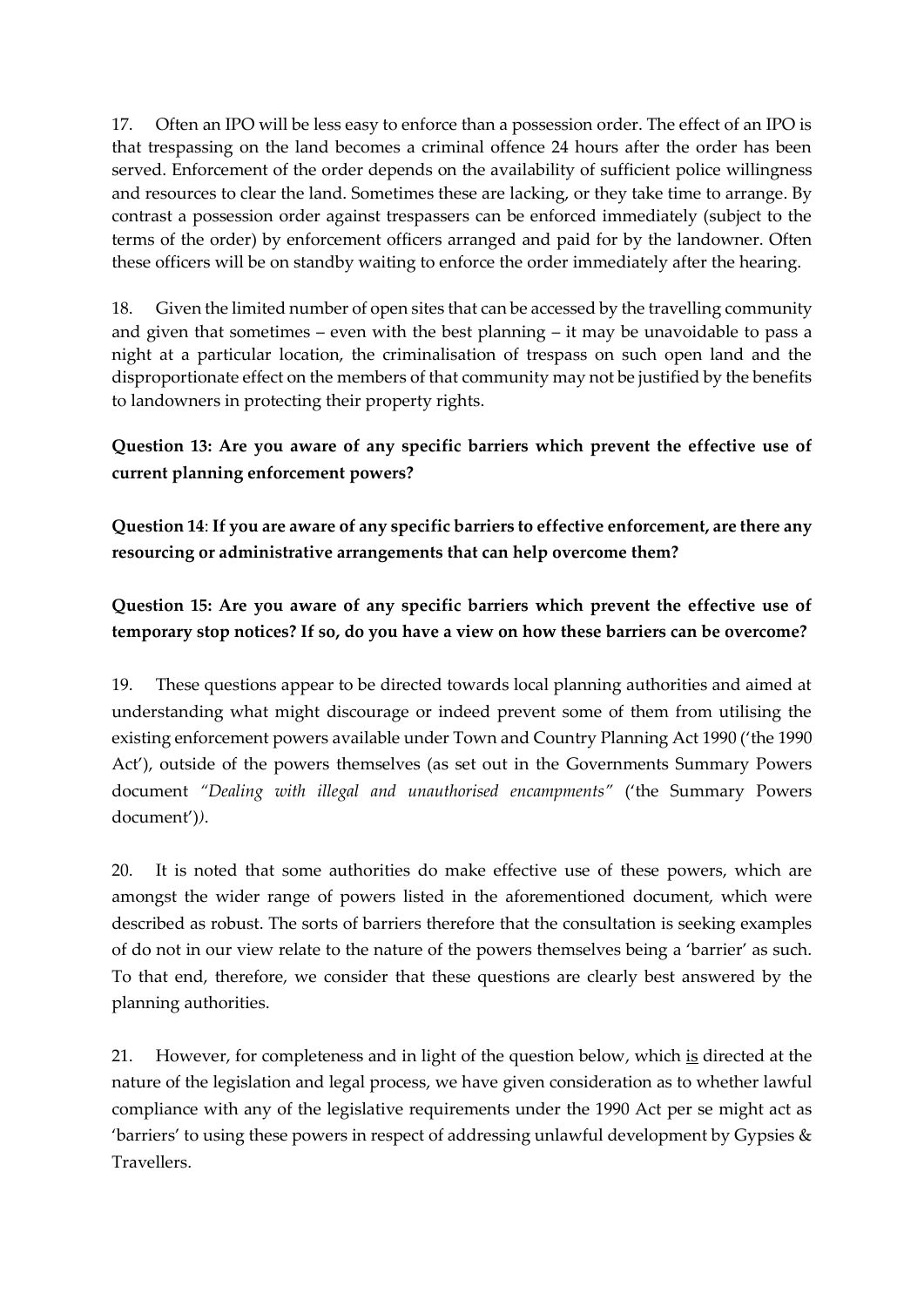17. Often an IPO will be less easy to enforce than a possession order. The effect of an IPO is that trespassing on the land becomes a criminal offence 24 hours after the order has been served. Enforcement of the order depends on the availability of sufficient police willingness and resources to clear the land. Sometimes these are lacking, or they take time to arrange. By contrast a possession order against trespassers can be enforced immediately (subject to the terms of the order) by enforcement officers arranged and paid for by the landowner. Often these officers will be on standby waiting to enforce the order immediately after the hearing.

18. Given the limited number of open sites that can be accessed by the travelling community and given that sometimes – even with the best planning – it may be unavoidable to pass a night at a particular location, the criminalisation of trespass on such open land and the disproportionate effect on the members of that community may not be justified by the benefits to landowners in protecting their property rights.

**Question 13: Are you aware of any specific barriers which prevent the effective use of current planning enforcement powers?**

**Question 14**: **If you are aware of any specific barriers to effective enforcement, are there any resourcing or administrative arrangements that can help overcome them?**

**Question 15: Are you aware of any specific barriers which prevent the effective use of temporary stop notices? If so, do you have a view on how these barriers can be overcome?**

19. These questions appear to be directed towards local planning authorities and aimed at understanding what might discourage or indeed prevent some of them from utilising the existing enforcement powers available under Town and Country Planning Act 1990 ('the 1990 Act'), outside of the powers themselves (as set out in the Governments Summary Powers document *"Dealing with illegal and unauthorised encampments"* ('the Summary Powers document')*)*.

20. It is noted that some authorities do make effective use of these powers, which are amongst the wider range of powers listed in the aforementioned document, which were described as robust. The sorts of barriers therefore that the consultation is seeking examples of do not in our view relate to the nature of the powers themselves being a 'barrier' as such. To that end, therefore, we consider that these questions are clearly best answered by the planning authorities.

21. However, for completeness and in light of the question below, which <u>is</u> directed at the nature of the legislation and legal process, we have given consideration as to whether lawful compliance with any of the legislative requirements under the 1990 Act per se might act as 'barriers' to using these powers in respect of addressing unlawful development by Gypsies & Travellers.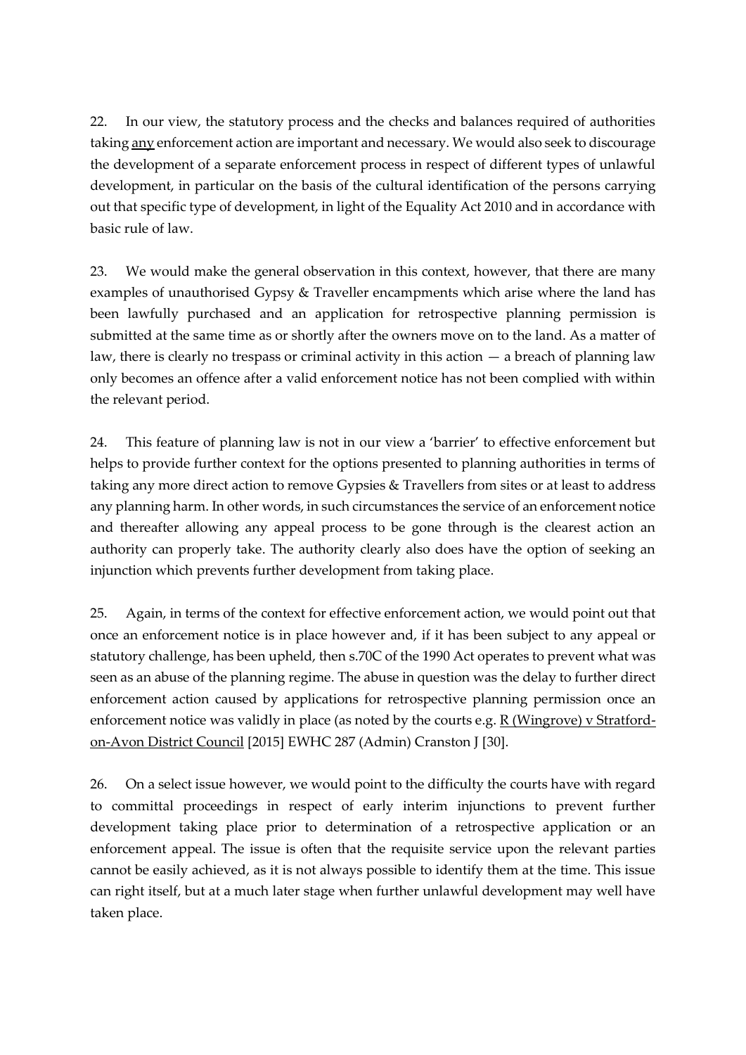22. In our view, the statutory process and the checks and balances required of authorities taking <u>any</u> enforcement action are important and necessary. We would also seek to discourage the development of a separate enforcement process in respect of different types of unlawful development, in particular on the basis of the cultural identification of the persons carrying out that specific type of development, in light of the Equality Act 2010 and in accordance with basic rule of law.

23. We would make the general observation in this context, however, that there are many examples of unauthorised Gypsy & Traveller encampments which arise where the land has been lawfully purchased and an application for retrospective planning permission is submitted at the same time as or shortly after the owners move on to the land. As a matter of law, there is clearly no trespass or criminal activity in this action — a breach of planning law only becomes an offence after a valid enforcement notice has not been complied with within the relevant period.

24. This feature of planning law is not in our view a 'barrier' to effective enforcement but helps to provide further context for the options presented to planning authorities in terms of taking any more direct action to remove Gypsies & Travellers from sites or at least to address any planning harm. In other words, in such circumstances the service of an enforcement notice and thereafter allowing any appeal process to be gone through is the clearest action an authority can properly take. The authority clearly also does have the option of seeking an injunction which prevents further development from taking place.

25. Again, in terms of the context for effective enforcement action, we would point out that once an enforcement notice is in place however and, if it has been subject to any appeal or statutory challenge, has been upheld, then s.70C of the 1990 Act operates to prevent what was seen as an abuse of the planning regime. The abuse in question was the delay to further direct enforcement action caused by applications for retrospective planning permission once an enforcement notice was validly in place (as noted by the courts e.g. <u>R (Wingrove) v Stratford-on-Avon District Council</u> [2015] EWHC 287 (Admin) Cranston J [30].

26. On a select issue however, we would point to the difficulty the courts have with regard to committal proceedings in respect of early interim injunctions to prevent further development taking place prior to determination of a retrospective application or an enforcement appeal. The issue is often that the requisite service upon the relevant parties cannot be easily achieved, as it is not always possible to identify them at the time. This issue can right itself, but at a much later stage when further unlawful development may well have taken place.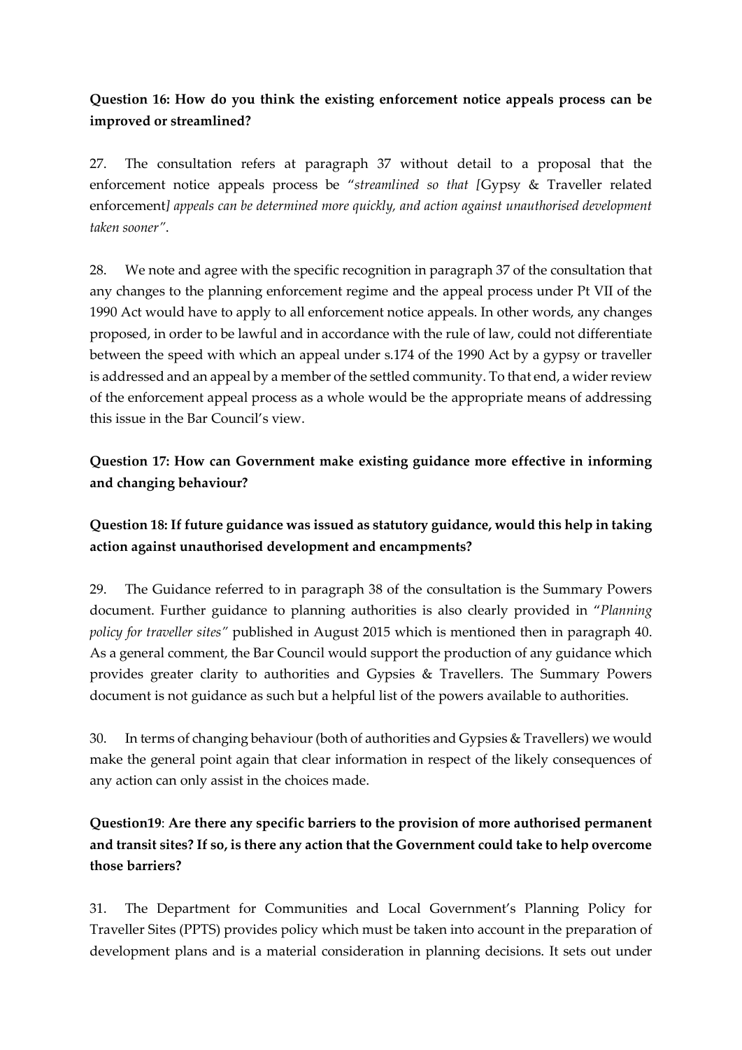**Question 16: How do you think the existing enforcement notice appeals process can be improved or streamlined?**

27. The consultation refers at paragraph 37 without detail to a proposal that the enforcement notice appeals process be "*streamlined so that [*Gypsy & Traveller related enforcement*] appeals can be determined more quickly, and action against unauthorised development taken sooner"*.

28. We note and agree with the specific recognition in paragraph 37 of the consultation that any changes to the planning enforcement regime and the appeal process under Pt VII of the 1990 Act would have to apply to all enforcement notice appeals. In other words, any changes proposed, in order to be lawful and in accordance with the rule of law, could not differentiate between the speed with which an appeal under s.174 of the 1990 Act by a gypsy or traveller is addressed and an appeal by a member of the settled community. To that end, a wider review of the enforcement appeal process as a whole would be the appropriate means of addressing this issue in the Bar Council's view.

**Question 17: How can Government make existing guidance more effective in informing and changing behaviour?**

**Question 18: If future guidance was issued as statutory guidance, would this help in taking action against unauthorised development and encampments?**

29. The Guidance referred to in paragraph 38 of the consultation is the Summary Powers document. Further guidance to planning authorities is also clearly provided in "*Planning policy for traveller sites"* published in August 2015 which is mentioned then in paragraph 40. As a general comment, the Bar Council would support the production of any guidance which provides greater clarity to authorities and Gypsies & Travellers. The Summary Powers document is not guidance as such but a helpful list of the powers available to authorities.

30. In terms of changing behaviour (both of authorities and Gypsies & Travellers) we would make the general point again that clear information in respect of the likely consequences of any action can only assist in the choices made.

**Question19**: **Are there any specific barriers to the provision of more authorised permanent and transit sites? If so, is there any action that the Government could take to help overcome those barriers?**

31. The Department for Communities and Local Government's Planning Policy for Traveller Sites (PPTS) provides policy which must be taken into account in the preparation of development plans and is a material consideration in planning decisions. It sets out under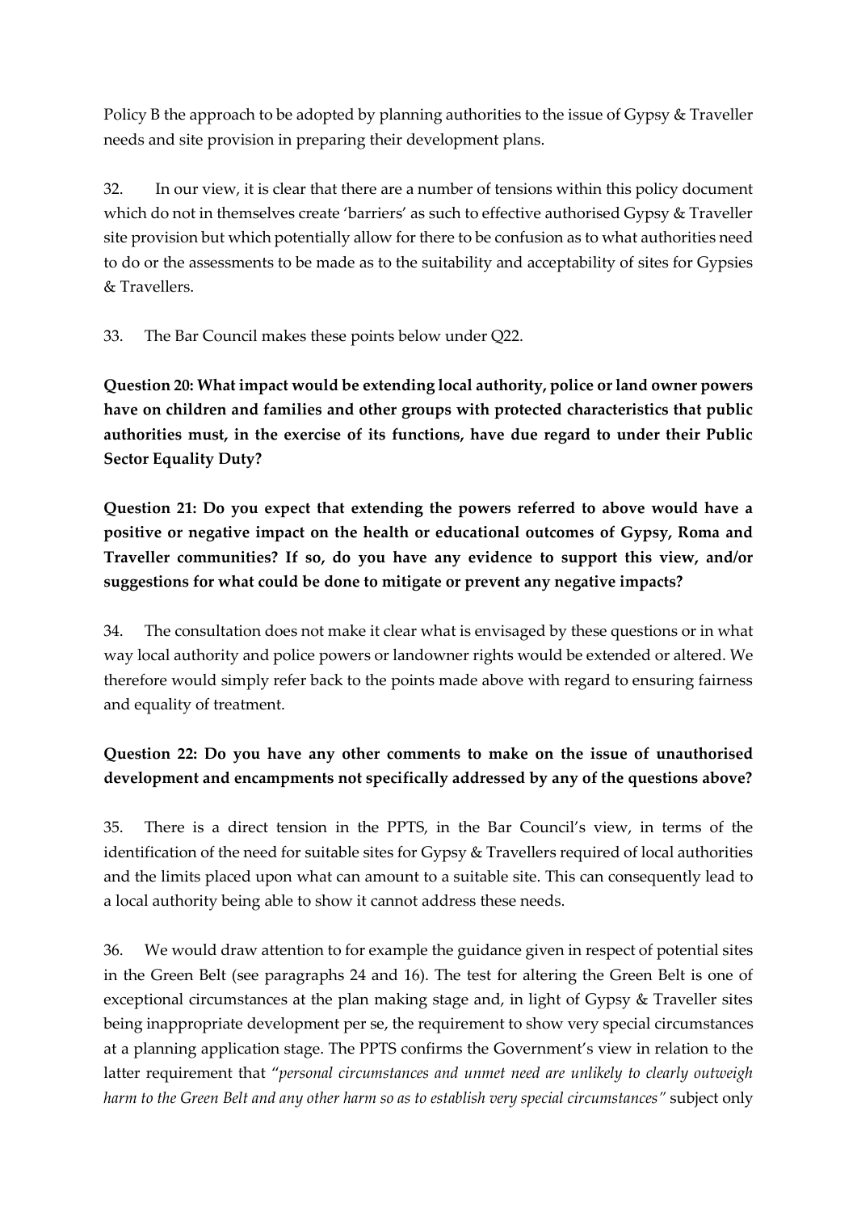Policy B the approach to be adopted by planning authorities to the issue of Gypsy & Traveller needs and site provision in preparing their development plans.

32. In our view, it is clear that there are a number of tensions within this policy document which do not in themselves create 'barriers' as such to effective authorised Gypsy & Traveller site provision but which potentially allow for there to be confusion as to what authorities need to do or the assessments to be made as to the suitability and acceptability of sites for Gypsies & Travellers.

33. The Bar Council makes these points below under Q22.

**Question 20: What impact would be extending local authority, police or land owner powers have on children and families and other groups with protected characteristics that public authorities must, in the exercise of its functions, have due regard to under their Public Sector Equality Duty?**

**Question 21: Do you expect that extending the powers referred to above would have a positive or negative impact on the health or educational outcomes of Gypsy, Roma and Traveller communities? If so, do you have any evidence to support this view, and/or suggestions for what could be done to mitigate or prevent any negative impacts?**

34. The consultation does not make it clear what is envisaged by these questions or in what way local authority and police powers or landowner rights would be extended or altered. We therefore would simply refer back to the points made above with regard to ensuring fairness and equality of treatment.

**Question 22: Do you have any other comments to make on the issue of unauthorised development and encampments not specifically addressed by any of the questions above?**

35. There is a direct tension in the PPTS, in the Bar Council's view, in terms of the identification of the need for suitable sites for Gypsy & Travellers required of local authorities and the limits placed upon what can amount to a suitable site. This can consequently lead to a local authority being able to show it cannot address these needs.

36. We would draw attention to for example the guidance given in respect of potential sites in the Green Belt (see paragraphs 24 and 16). The test for altering the Green Belt is one of exceptional circumstances at the plan making stage and, in light of Gypsy & Traveller sites being inappropriate development per se, the requirement to show very special circumstances at a planning application stage. The PPTS confirms the Government's view in relation to the latter requirement that *"personal circumstances and unmet need are unlikely to clearly outweigh harm to the Green Belt and any other harm so as to establish very special circumstances"* subject only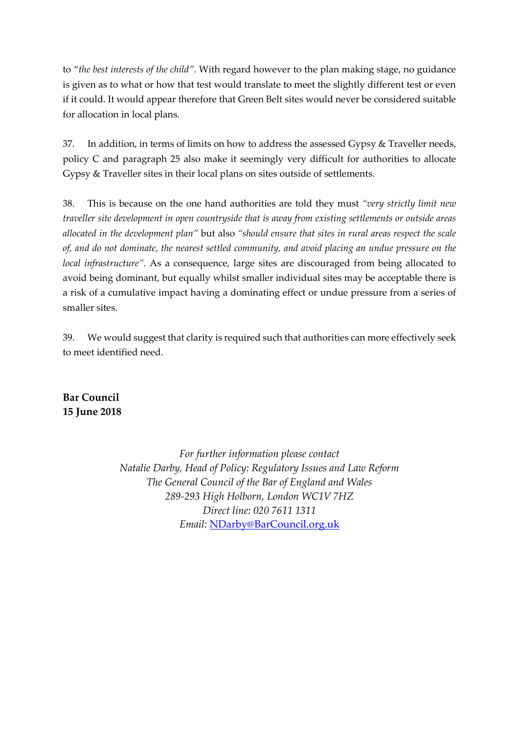to "*the best interests of the child*". With regard however to the plan making stage, no guidance is given as to what or how that test would translate to meet the slightly different test or even if it could. It would appear therefore that Green Belt sites would never be considered suitable for allocation in local plans.

37. In addition, in terms of limits on how to address the assessed Gypsy & Traveller needs, policy C and paragraph 25 also make it seemingly very difficult for authorities to allocate Gypsy & Traveller sites in their local plans on sites outside of settlements.

38. This is because on the one hand authorities are told they must *"very strictly limit new traveller site development in open countryside that is away from existing settlements or outside areas allocated in the development plan"* but also *"should ensure that sites in rural areas respect the scale of, and do not dominate, the nearest settled community, and avoid placing an undue pressure on the local infrastructure"*. As a consequence, large sites are discouraged from being allocated to avoid being dominant, but equally whilst smaller individual sites may be acceptable there is a risk of a cumulative impact having a dominating effect or undue pressure from a series of smaller sites.

39. We would suggest that clarity is required such that authorities can more effectively seek to meet identified need.

**Bar Council**
**15 June 2018**

*For further information please contact*
*Natalie Darby, Head of Policy: Regulatory Issues and Law Reform*
*The General Council of the Bar of England and Wales*
*289-293 High Holborn, London WC1V 7HZ*
*Direct line: 020 7611 1311*
*Email:* [NDarby@BarCouncil.org.uk](mailto:NDarby@BarCouncil.org.uk)